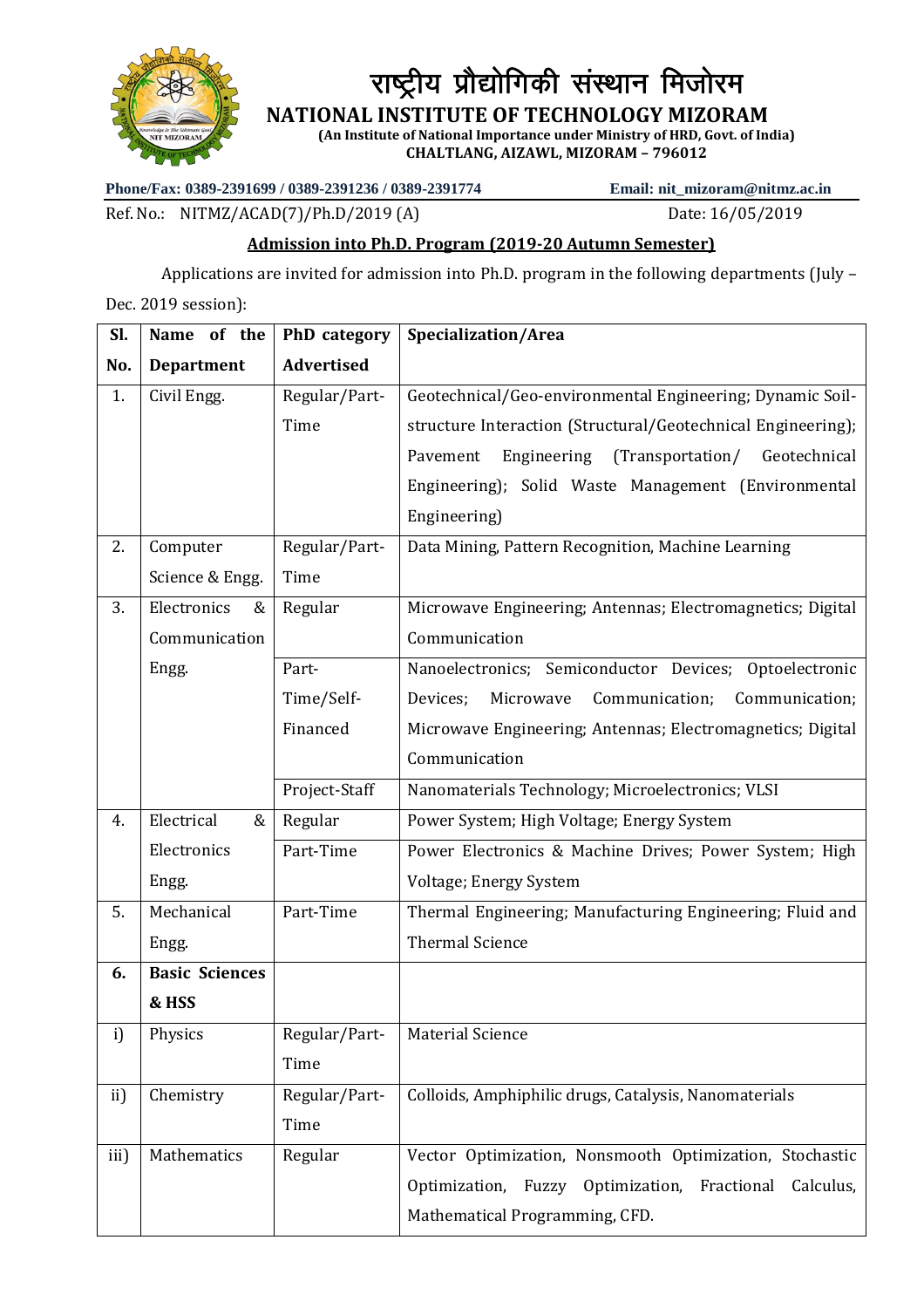# राष्ट्रीय प्रौद्योगिकी संस्थान मिजोरम

## NATIONAL INSTITUTE OF TECHNOLOGY MIZORAM

**(An Institute of National Importance under Ministry of HRD, Govt. of India)**
**CHALTLANG, AIZAWL, MIZORAM – 796012**

**Phone/Fax: 0389-2391699 / 0389-2391236 / 0389-2391774** **Email: nit_mizoram@nitmz.ac.in**

Ref. No.: NITMZ/ACAD(7)/Ph.D/2019 (A) Date: 16/05/2019

### Admission into Ph.D. Program (2019-20 Autumn Semester)

Applications are invited for admission into Ph.D. program in the following departments (July – Dec. 2019 session):

| Sl. No. | Name of the Department | PhD category Advertised | Specialization/Area |
|---|---|---|---|
| 1. | Civil Engg. | Regular/Part-Time | Geotechnical/Geo-environmental Engineering; Dynamic Soil-structure Interaction (Structural/Geotechnical Engineering); Pavement Engineering (Transportation/ Geotechnical Engineering); Solid Waste Management (Environmental Engineering) |
| 2. | Computer Science & Engg. | Regular/Part-Time | Data Mining, Pattern Recognition, Machine Learning |
| 3. | Electronics & Communication Engg. | Regular | Microwave Engineering; Antennas; Electromagnetics; Digital Communication |
| | | Part-Time/Self-Financed | Nanoelectronics; Semiconductor Devices; Optoelectronic Devices; Microwave Communication; Communication; Microwave Engineering; Antennas; Electromagnetics; Digital Communication |
| | | Project-Staff | Nanomaterials Technology; Microelectronics; VLSI |
| 4. | Electrical & Electronics Engg. | Regular | Power System; High Voltage; Energy System |
| | | Part-Time | Power Electronics & Machine Drives; Power System; High Voltage; Energy System |
| 5. | Mechanical Engg. | Part-Time | Thermal Engineering; Manufacturing Engineering; Fluid and Thermal Science |
| **6.** | **Basic Sciences & HSS** | | |
| i) | Physics | Regular/Part-Time | Material Science |
| ii) | Chemistry | Regular/Part-Time | Colloids, Amphiphilic drugs, Catalysis, Nanomaterials |
| iii) | Mathematics | Regular | Vector Optimization, Nonsmooth Optimization, Stochastic Optimization, Fuzzy Optimization, Fractional Calculus, Mathematical Programming, CFD. |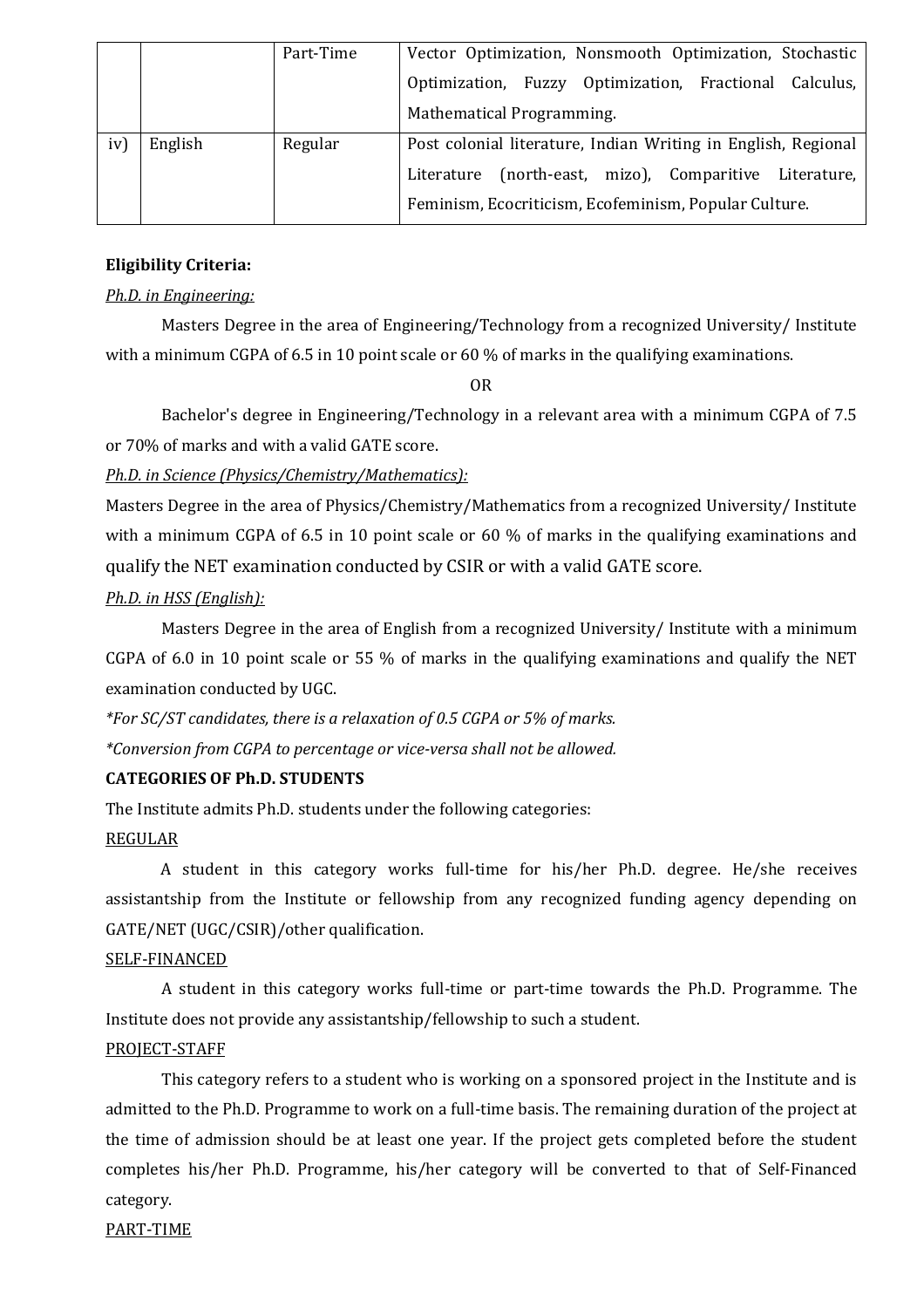|  |  | Part-Time | Vector Optimization, Nonsmooth Optimization, Stochastic Optimization, Fuzzy Optimization, Fractional Calculus, Mathematical Programming. |
|---|---|---|---|
| iv) | English | Regular | Post colonial literature, Indian Writing in English, Regional Literature (north-east, mizo), Comparitive Literature, Feminism, Ecocriticism, Ecofeminism, Popular Culture. |

**Eligibility Criteria:**

*Ph.D. in Engineering:*

Masters Degree in the area of Engineering/Technology from a recognized University/ Institute with a minimum CGPA of 6.5 in 10 point scale or 60 % of marks in the qualifying examinations.

OR

Bachelor's degree in Engineering/Technology in a relevant area with a minimum CGPA of 7.5 or 70% of marks and with a valid GATE score.

*Ph.D. in Science (Physics/Chemistry/Mathematics):*

Masters Degree in the area of Physics/Chemistry/Mathematics from a recognized University/ Institute with a minimum CGPA of 6.5 in 10 point scale or 60 % of marks in the qualifying examinations and qualify the NET examination conducted by CSIR or with a valid GATE score.

*Ph.D. in HSS (English):*

Masters Degree in the area of English from a recognized University/ Institute with a minimum CGPA of 6.0 in 10 point scale or 55 % of marks in the qualifying examinations and qualify the NET examination conducted by UGC.

*\*For SC/ST candidates, there is a relaxation of 0.5 CGPA or 5% of marks.*

*\*Conversion from CGPA to percentage or vice-versa shall not be allowed.*

**CATEGORIES OF Ph.D. STUDENTS**

The Institute admits Ph.D. students under the following categories:

REGULAR

A student in this category works full-time for his/her Ph.D. degree. He/she receives assistantship from the Institute or fellowship from any recognized funding agency depending on GATE/NET (UGC/CSIR)/other qualification.

SELF-FINANCED

A student in this category works full-time or part-time towards the Ph.D. Programme. The Institute does not provide any assistantship/fellowship to such a student.

PROJECT-STAFF

This category refers to a student who is working on a sponsored project in the Institute and is admitted to the Ph.D. Programme to work on a full-time basis. The remaining duration of the project at the time of admission should be at least one year. If the project gets completed before the student completes his/her Ph.D. Programme, his/her category will be converted to that of Self-Financed category.

PART-TIME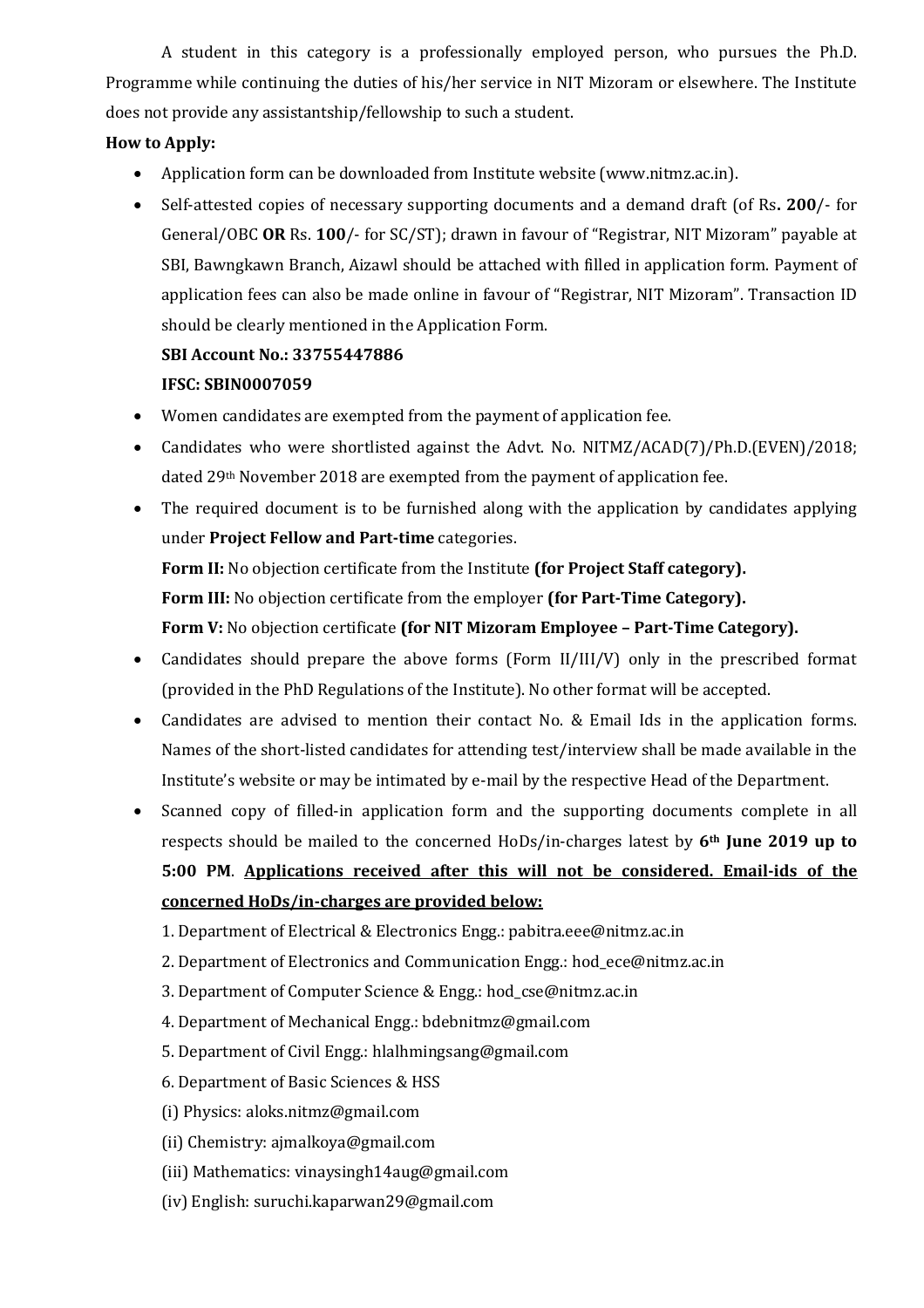A student in this category is a professionally employed person, who pursues the Ph.D. Programme while continuing the duties of his/her service in NIT Mizoram or elsewhere. The Institute does not provide any assistantship/fellowship to such a student.

**How to Apply:**

- Application form can be downloaded from Institute website (www.nitmz.ac.in).
- Self-attested copies of necessary supporting documents and a demand draft (of Rs**. 200**/- for General/OBC **OR** Rs. **100**/- for SC/ST); drawn in favour of "Registrar, NIT Mizoram" payable at SBI, Bawngkawn Branch, Aizawl should be attached with filled in application form. Payment of application fees can also be made online in favour of "Registrar, NIT Mizoram". Transaction ID should be clearly mentioned in the Application Form.

  **SBI Account No.: 33755447886**

  **IFSC: SBIN0007059**
- Women candidates are exempted from the payment of application fee.
- Candidates who were shortlisted against the Advt. No. NITMZ/ACAD(7)/Ph.D.(EVEN)/2018; dated 29th November 2018 are exempted from the payment of application fee.
- The required document is to be furnished along with the application by candidates applying under **Project Fellow and Part-time** categories.

  **Form II:** No objection certificate from the Institute **(for Project Staff category).**

  **Form III:** No objection certificate from the employer **(for Part-Time Category).**

  **Form V:** No objection certificate **(for NIT Mizoram Employee – Part-Time Category).**
- Candidates should prepare the above forms (Form II/III/V) only in the prescribed format (provided in the PhD Regulations of the Institute). No other format will be accepted.
- Candidates are advised to mention their contact No. & Email Ids in the application forms. Names of the short-listed candidates for attending test/interview shall be made available in the Institute's website or may be intimated by e-mail by the respective Head of the Department.
- Scanned copy of filled-in application form and the supporting documents complete in all respects should be mailed to the concerned HoDs/in-charges latest by **6th June 2019 up to 5:00 PM**. **Applications received after this will not be considered. Email-ids of the concerned HoDs/in-charges are provided below:**

  1. Department of Electrical & Electronics Engg.: pabitra.eee@nitmz.ac.in
  2. Department of Electronics and Communication Engg.: hod_ece@nitmz.ac.in
  3. Department of Computer Science & Engg.: hod_cse@nitmz.ac.in
  4. Department of Mechanical Engg.: bdebnitmz@gmail.com
  5. Department of Civil Engg.: hlalhmingsang@gmail.com
  6. Department of Basic Sciences & HSS

  (i) Physics: aloks.nitmz@gmail.com

  (ii) Chemistry: ajmalkoya@gmail.com

  (iii) Mathematics: vinaysingh14aug@gmail.com

  (iv) English: suruchi.kaparwan29@gmail.com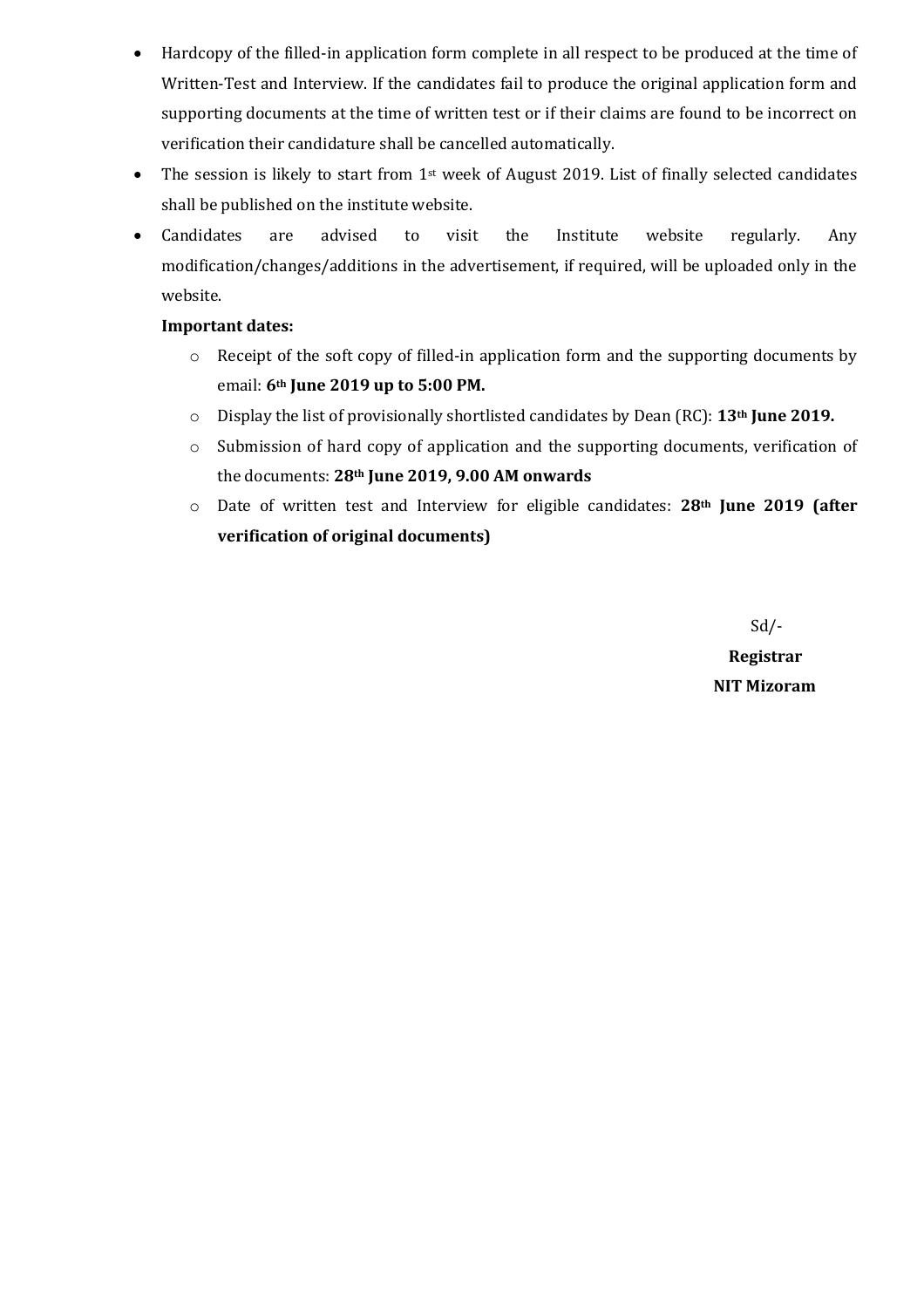- Hardcopy of the filled-in application form complete in all respect to be produced at the time of Written-Test and Interview. If the candidates fail to produce the original application form and supporting documents at the time of written test or if their claims are found to be incorrect on verification their candidature shall be cancelled automatically.
- The session is likely to start from 1st week of August 2019. List of finally selected candidates shall be published on the institute website.
- Candidates are advised to visit the Institute website regularly. Any modification/changes/additions in the advertisement, if required, will be uploaded only in the website.

  **Important dates:**

  - Receipt of the soft copy of filled-in application form and the supporting documents by email: **6th June 2019 up to 5:00 PM.**
  - Display the list of provisionally shortlisted candidates by Dean (RC): **13th June 2019.**
  - Submission of hard copy of application and the supporting documents, verification of the documents: **28th June 2019, 9.00 AM onwards**
  - Date of written test and Interview for eligible candidates: **28th June 2019 (after verification of original documents)**

Sd/-

**Registrar**

**NIT Mizoram**